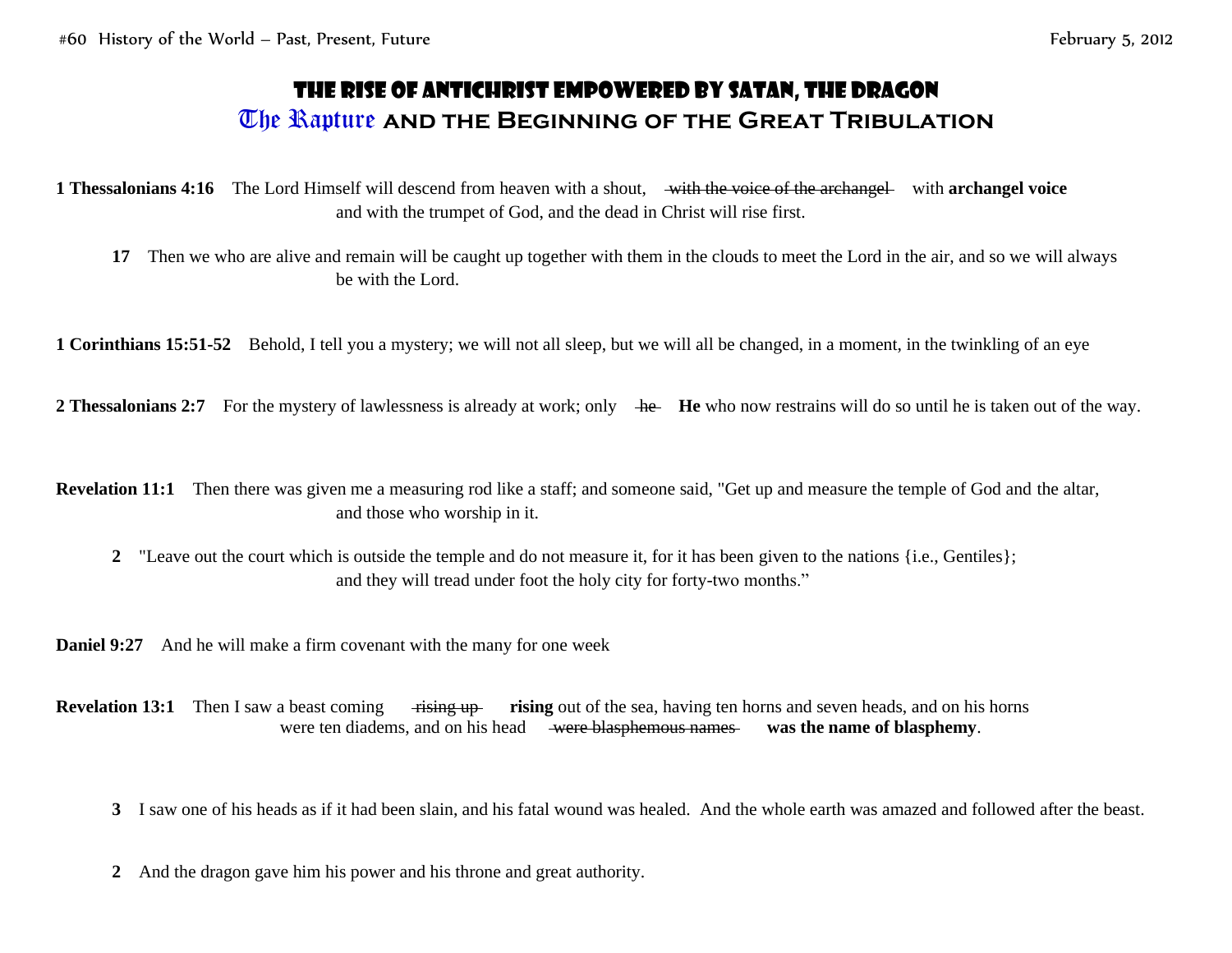# The Rise of Antichrist Empowered by Satan, the Dragon

## The Rapture and the Beginning of the Great Tribulation

**1 Thessalonians 4:16** The Lord Himself will descend from heaven with a shout, ~~with the voice of the archangel~~ with **archangel voice** and with the trumpet of God, and the dead in Christ will rise first.

**17** Then we who are alive and remain will be caught up together with them in the clouds to meet the Lord in the air, and so we will always be with the Lord.

**1 Corinthians 15:51-52** Behold, I tell you a mystery; we will not all sleep, but we will all be changed, in a moment, in the twinkling of an eye

**2 Thessalonians 2:7** For the mystery of lawlessness is already at work; only ~~he~~ **He** who now restrains will do so until he is taken out of the way.

**Revelation 11:1** Then there was given me a measuring rod like a staff; and someone said, "Get up and measure the temple of God and the altar, and those who worship in it.

**2** "Leave out the court which is outside the temple and do not measure it, for it has been given to the nations {i.e., Gentiles}; and they will tread under foot the holy city for forty-two months."

**Daniel 9:27** And he will make a firm covenant with the many for one week

**Revelation 13:1** Then I saw a beast coming ~~rising up~~ **rising** out of the sea, having ten horns and seven heads, and on his horns were ten diadems, and on his head ~~were blasphemous names~~ **was the name of blasphemy**.

**3** I saw one of his heads as if it had been slain, and his fatal wound was healed. And the whole earth was amazed and followed after the beast.

**2** And the dragon gave him his power and his throne and great authority.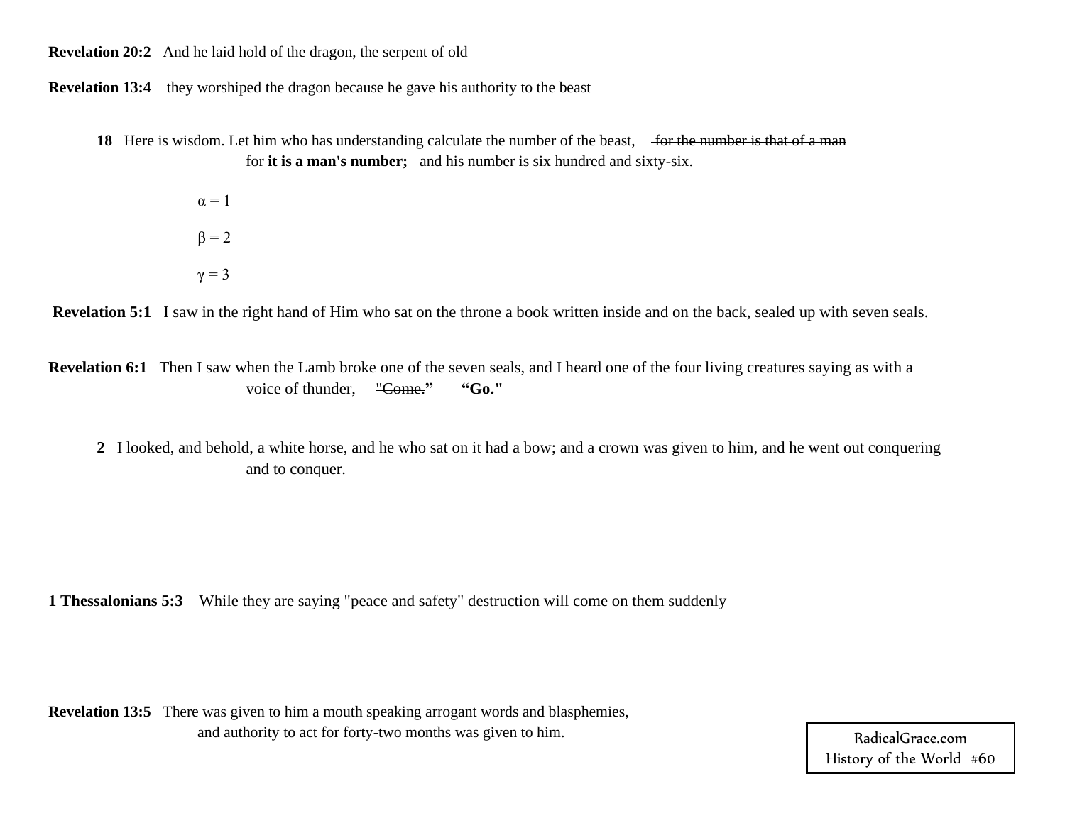**Revelation 20:2** And he laid hold of the dragon, the serpent of old

**Revelation 13:4** they worshiped the dragon because he gave his authority to the beast

**18** Here is wisdom. Let him who has understanding calculate the number of the beast, ~~for the number is that of a man~~ for **it is a man's number;** and his number is six hundred and sixty-six.

α = 1

β = 2

γ = 3

**Revelation 5:1** I saw in the right hand of Him who sat on the throne a book written inside and on the back, sealed up with seven seals.

**Revelation 6:1** Then I saw when the Lamb broke one of the seven seals, and I heard one of the four living creatures saying as with a voice of thunder, ~~"Come."~~ **"Go."**

**2** I looked, and behold, a white horse, and he who sat on it had a bow; and a crown was given to him, and he went out conquering and to conquer.

**1 Thessalonians 5:3** While they are saying "peace and safety" destruction will come on them suddenly

**Revelation 13:5** There was given to him a mouth speaking arrogant words and blasphemies, and authority to act for forty-two months was given to him.

RadicalGrace.com
History of the World #60